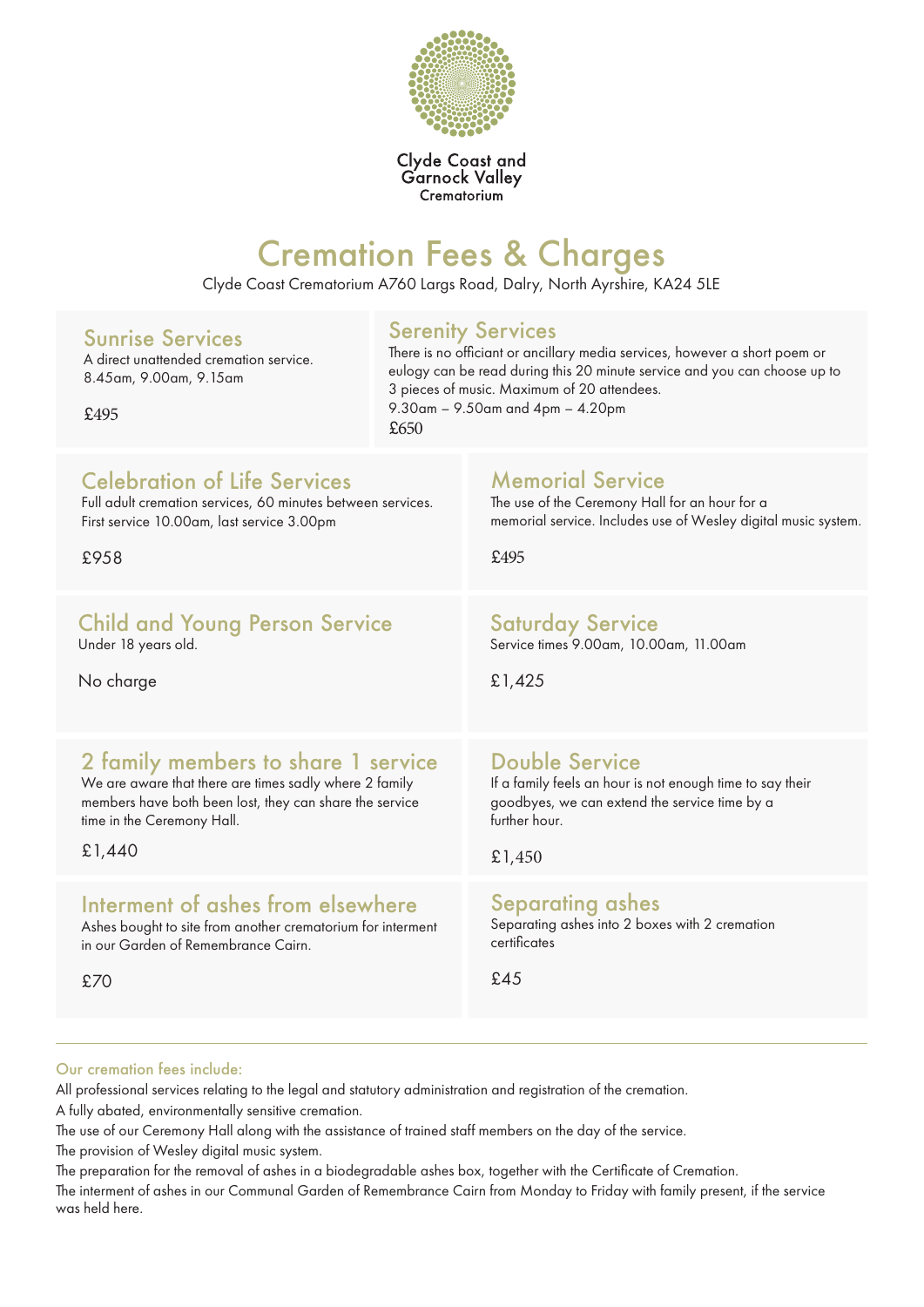Clyde Coast and Garnock Valley
Crematorium

# Cremation Fees & Charges

Clyde Coast Crematorium A760 Largs Road, Dalry, North Ayrshire, KA24 5LE

## Sunrise Services

A direct unattended cremation service.
8.45am, 9.00am, 9.15am

£495

## Serenity Services

There is no officiant or ancillary media services, however a short poem or eulogy can be read during this 20 minute service and you can choose up to 3 pieces of music. Maximum of 20 attendees.
9.30am – 9.50am and 4pm – 4.20pm

£650

## Celebration of Life Services

Full adult cremation services, 60 minutes between services.
First service 10.00am, last service 3.00pm

£958

## Memorial Service

The use of the Ceremony Hall for an hour for a memorial service. Includes use of Wesley digital music system.

£495

## Child and Young Person Service

Under 18 years old.

No charge

## Saturday Service

Service times 9.00am, 10.00am, 11.00am

£1,425

## 2 family members to share 1 service

We are aware that there are times sadly where 2 family members have both been lost, they can share the service time in the Ceremony Hall.

£1,440

## Double Service

If a family feels an hour is not enough time to say their goodbyes, we can extend the service time by a further hour.

£1,450

## Interment of ashes from elsewhere

Ashes bought to site from another crematorium for interment in our Garden of Remembrance Cairn.

£70

## Separating ashes

Separating ashes into 2 boxes with 2 cremation certificates

£45

---

### Our cremation fees include:

All professional services relating to the legal and statutory administration and registration of the cremation.

A fully abated, environmentally sensitive cremation.

The use of our Ceremony Hall along with the assistance of trained staff members on the day of the service.

The provision of Wesley digital music system.

The preparation for the removal of ashes in a biodegradable ashes box, together with the Certificate of Cremation.

The interment of ashes in our Communal Garden of Remembrance Cairn from Monday to Friday with family present, if the service was held here.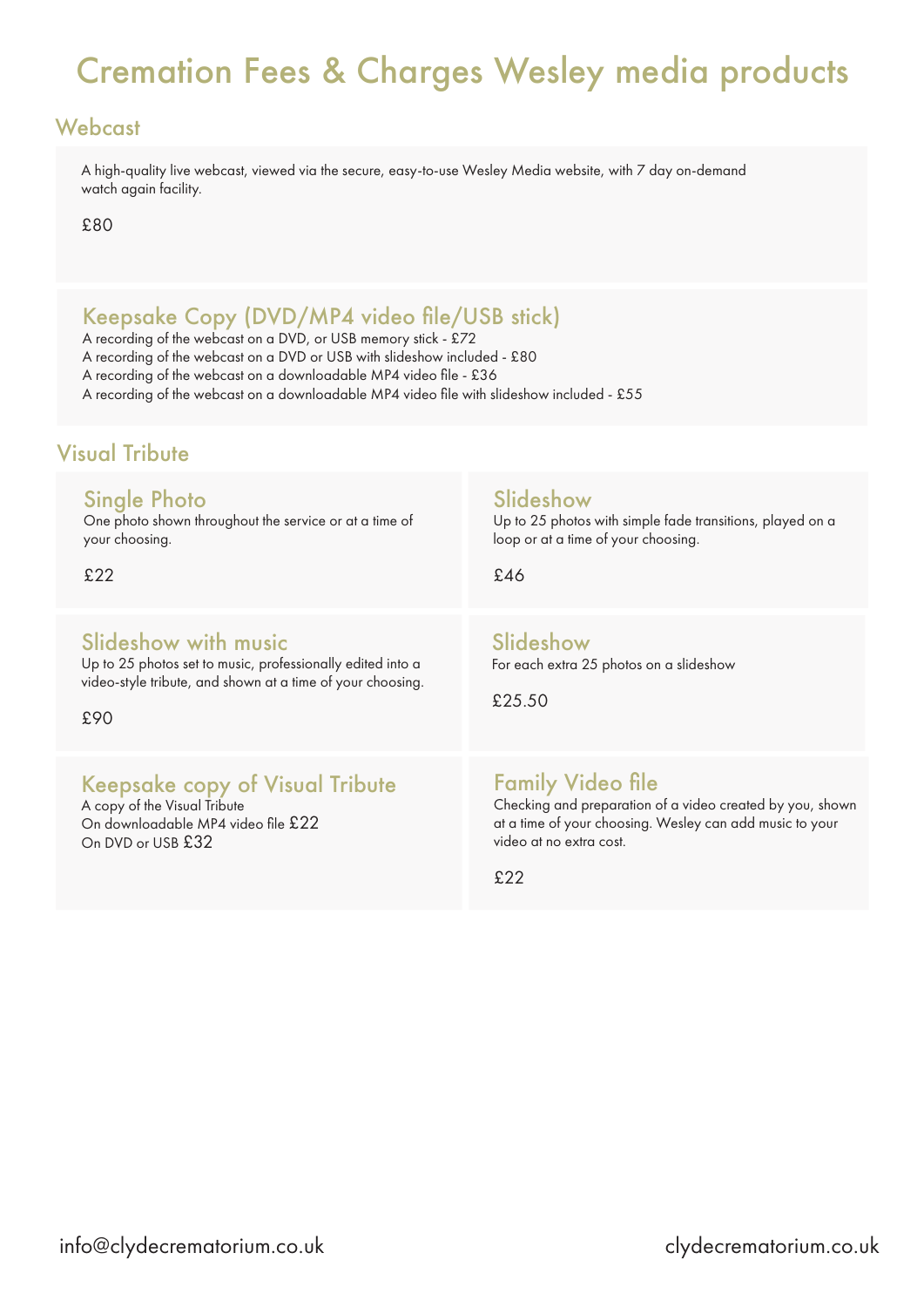# Cremation Fees & Charges Wesley media products

## Webcast

A high-quality live webcast, viewed via the secure, easy-to-use Wesley Media website, with 7 day on-demand watch again facility.

£80

### Keepsake Copy (DVD/MP4 video file/USB stick)

A recording of the webcast on a DVD, or USB memory stick - £72
A recording of the webcast on a DVD or USB with slideshow included - £80
A recording of the webcast on a downloadable MP4 video file - £36
A recording of the webcast on a downloadable MP4 video file with slideshow included - £55

## Visual Tribute

### Single Photo

One photo shown throughout the service or at a time of your choosing.

£22

### Slideshow

Up to 25 photos with simple fade transitions, played on a loop or at a time of your choosing.

£46

### Slideshow with music

Up to 25 photos set to music, professionally edited into a video-style tribute, and shown at a time of your choosing.

£90

### Slideshow

For each extra 25 photos on a slideshow

£25.50

### Keepsake copy of Visual Tribute

A copy of the Visual Tribute
On downloadable MP4 video file £22
On DVD or USB £32

### Family Video file

Checking and preparation of a video created by you, shown at a time of your choosing. Wesley can add music to your video at no extra cost.

£22

info@clydecrematorium.co.uk

clydecrematorium.co.uk